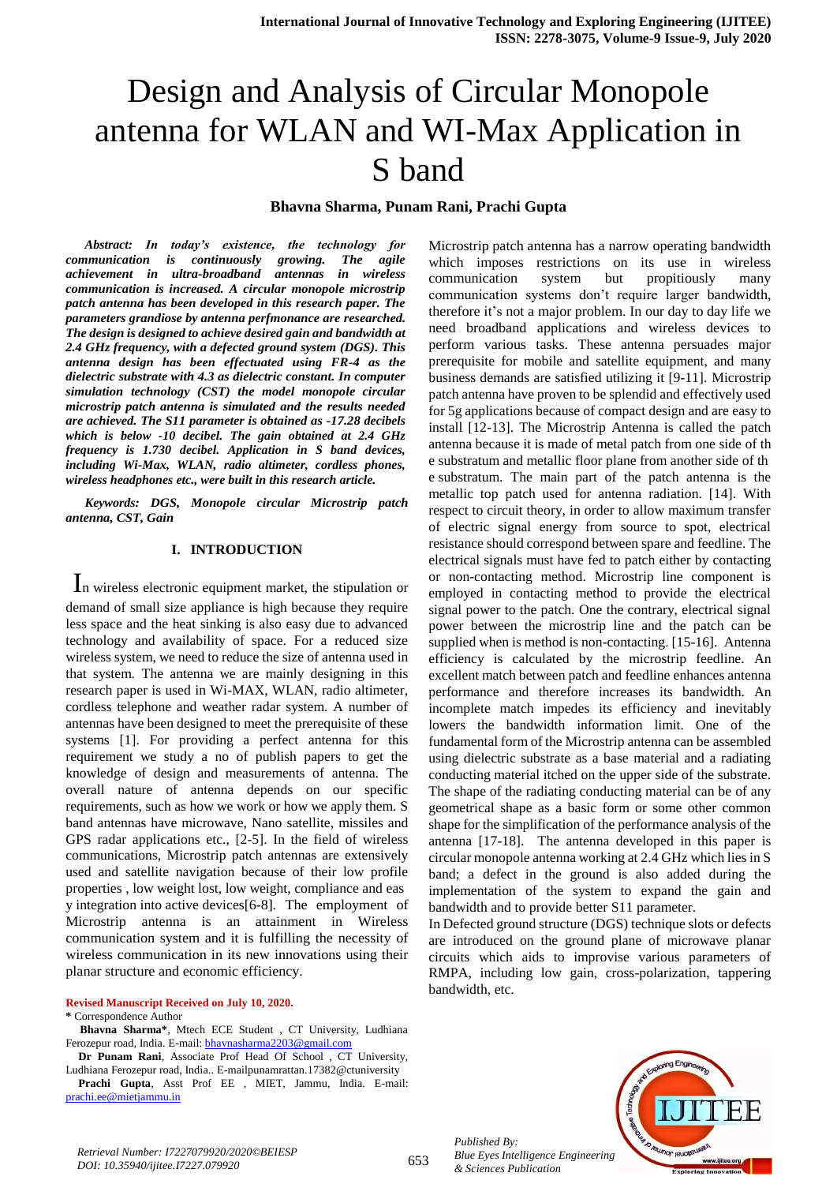# Design and Analysis of Circular Monopole antenna for WLAN and WI-Max Application in S band

**Bhavna Sharma, Punam Rani, Prachi Gupta**

***Abstract: In today's existence, the technology for communication is continuously growing. The agile achievement in ultra-broadband antennas in wireless communication is increased. A circular monopole microstrip patch antenna has been developed in this research paper. The parameters grandiose by antenna perfmonance are researched. The design is designed to achieve desired gain and bandwidth at 2.4 GHz frequency, with a defected ground system (DGS). This antenna design has been effectuated using FR-4 as the dielectric substrate with 4.3 as dielectric constant. In computer simulation technology (CST) the model monopole circular microstrip patch antenna is simulated and the results needed are achieved. The S11 parameter is obtained as -17.28 decibels which is below -10 decibel. The gain obtained at 2.4 GHz frequency is 1.730 decibel. Application in S band devices, including Wi-Max, WLAN, radio altimeter, cordless phones, wireless headphones etc., were built in this research article.***

***Keywords: DGS, Monopole circular Microstrip patch antenna, CST, Gain***

## I. INTRODUCTION

In wireless electronic equipment market, the stipulation or demand of small size appliance is high because they require less space and the heat sinking is also easy due to advanced technology and availability of space. For a reduced size wireless system, we need to reduce the size of antenna used in that system. The antenna we are mainly designing in this research paper is used in Wi-MAX, WLAN, radio altimeter, cordless telephone and weather radar system. A number of antennas have been designed to meet the prerequisite of these systems [1]. For providing a perfect antenna for this requirement we study a no of publish papers to get the knowledge of design and measurements of antenna. The overall nature of antenna depends on our specific requirements, such as how we work or how we apply them. S band antennas have microwave, Nano satellite, missiles and GPS radar applications etc., [2-5]. In the field of wireless communications, Microstrip patch antennas are extensively used and satellite navigation because of their low profile properties , low weight lost, low weight, compliance and eas y integration into active devices[6-8]. The employment of Microstrip antenna is an attainment in Wireless communication system and it is fulfilling the necessity of wireless communication in its new innovations using their planar structure and economic efficiency.

Microstrip patch antenna has a narrow operating bandwidth which imposes restrictions on its use in wireless communication system but propitiously many communication systems don't require larger bandwidth, therefore it's not a major problem. In our day to day life we need broadband applications and wireless devices to perform various tasks. These antenna persuades major prerequisite for mobile and satellite equipment, and many business demands are satisfied utilizing it [9-11]. Microstrip patch antenna have proven to be splendid and effectively used for 5g applications because of compact design and are easy to install [12-13]. The Microstrip Antenna is called the patch antenna because it is made of metal patch from one side of th e substratum and metallic floor plane from another side of th e substratum. The main part of the patch antenna is the metallic top patch used for antenna radiation. [14]. With respect to circuit theory, in order to allow maximum transfer of electric signal energy from source to spot, electrical resistance should correspond between spare and feedline. The electrical signals must have fed to patch either by contacting or non-contacting method. Microstrip line component is employed in contacting method to provide the electrical signal power to the patch. One the contrary, electrical signal power between the microstrip line and the patch can be supplied when is method is non-contacting. [15-16]. Antenna efficiency is calculated by the microstrip feedline. An excellent match between patch and feedline enhances antenna performance and therefore increases its bandwidth. An incomplete match impedes its efficiency and inevitably lowers the bandwidth information limit. One of the fundamental form of the Microstrip antenna can be assembled using dielectric substrate as a base material and a radiating conducting material itched on the upper side of the substrate. The shape of the radiating conducting material can be of any geometrical shape as a basic form or some other common shape for the simplification of the performance analysis of the antenna [17-18]. The antenna developed in this paper is circular monopole antenna working at 2.4 GHz which lies in S band; a defect in the ground is also added during the implementation of the system to expand the gain and bandwidth and to provide better S11 parameter.

In Defected ground structure (DGS) technique slots or defects are introduced on the ground plane of microwave planar circuits which aids to improvise various parameters of RMPA, including low gain, cross-polarization, tappering bandwidth, etc.

**Revised Manuscript Received on July 10, 2020.**

**\*** Correspondence Author

**Bhavna Sharma\***, Mtech ECE Student , CT University, Ludhiana Ferozepur road, India. E-mail: bhavnasharma2203@gmail.com

**Dr Punam Rani**, Associate Prof Head Of School , CT University, Ludhiana Ferozepur road, India.. E-mailpunamrattan.17382@ctuniversity

**Prachi Gupta**, Asst Prof EE , MIET, Jammu, India. E-mail: prachi.ee@mietjammu.in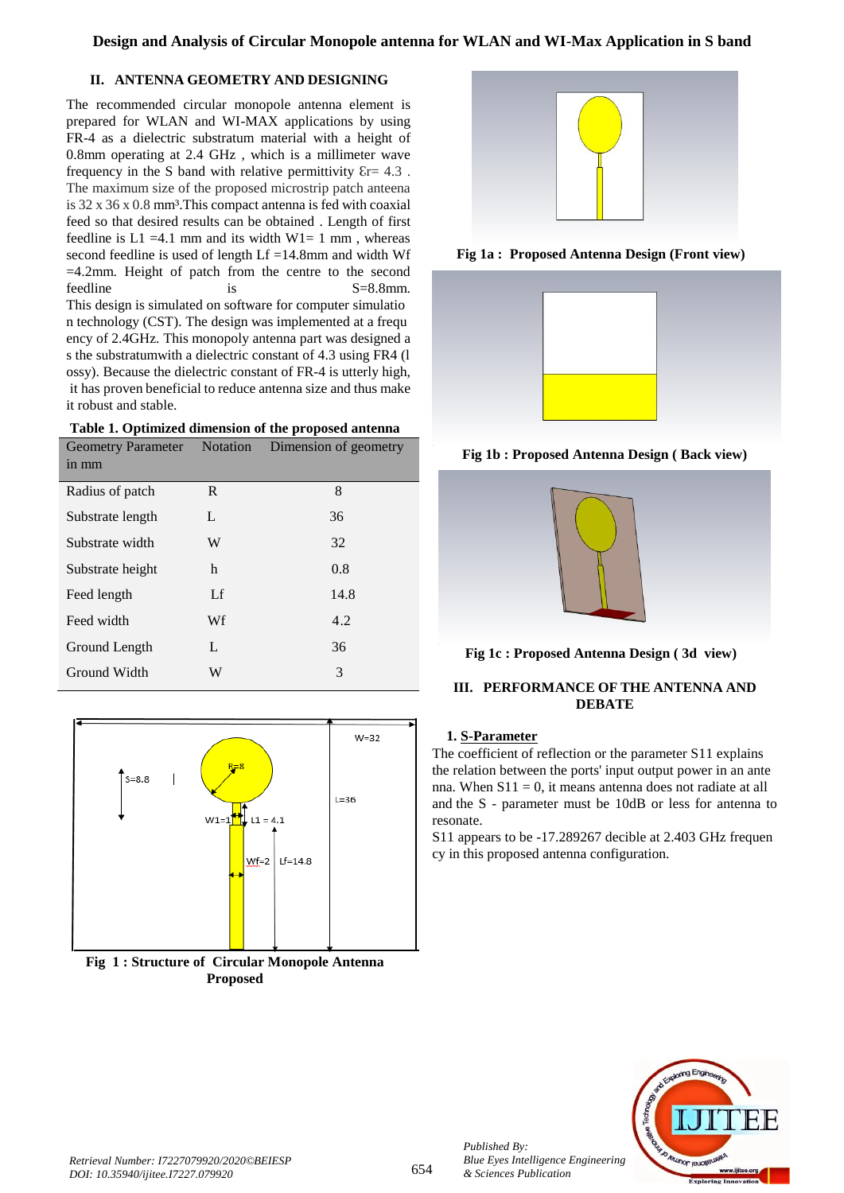## II. ANTENNA GEOMETRY AND DESIGNING

The recommended circular monopole antenna element is prepared for WLAN and WI-MAX applications by using FR-4 as a dielectric substratum material with a height of 0.8mm operating at 2.4 GHz , which is a millimeter wave frequency in the S band with relative permittivity Ɛr= 4.3 . The maximum size of the proposed microstrip patch anteena is 32 x 36 x 0.8 mm³.This compact antenna is fed with coaxial feed so that desired results can be obtained . Length of first feedline is L1 =4.1 mm and its width W1= 1 mm , whereas second feedline is used of length Lf =14.8mm and width Wf =4.2mm. Height of patch from the centre to the second feedline is S=8.8mm. This design is simulated on software for computer simulatio n technology (CST). The design was implemented at a frequ ency of 2.4GHz. This monopoly antenna part was designed a s the substratumwith a dielectric constant of 4.3 using FR4 (l ossy). Because the dielectric constant of FR-4 is utterly high, it has proven beneficial to reduce antenna size and thus make it robust and stable.

**Table 1. Optimized dimension of the proposed antenna**

| Geometry Parameter in mm | Notation | Dimension of geometry |
|---|---|---|
| Radius of patch | R | 8 |
| Substrate length | L | 36 |
| Substrate width | W | 32 |
| Substrate height | h | 0.8 |
| Feed length | Lf | 14.8 |
| Feed width | Wf | 4.2 |
| Ground Length | L | 36 |
| Ground Width | W | 3 |

**Fig 1 : Structure of Circular Monopole Antenna Proposed**

**Fig 1a : Proposed Antenna Design (Front view)**

**Fig 1b : Proposed Antenna Design ( Back view)**

**Fig 1c : Proposed Antenna Design ( 3d view)**

## III. PERFORMANCE OF THE ANTENNA AND DEBATE

### 1. S-Parameter

The coefficient of reflection or the parameter S11 explains the relation between the ports' input output power in an ante nna. When S11 = 0, it means antenna does not radiate at all and the S - parameter must be 10dB or less for antenna to resonate.

S11 appears to be -17.289267 decible at 2.403 GHz frequen cy in this proposed antenna configuration.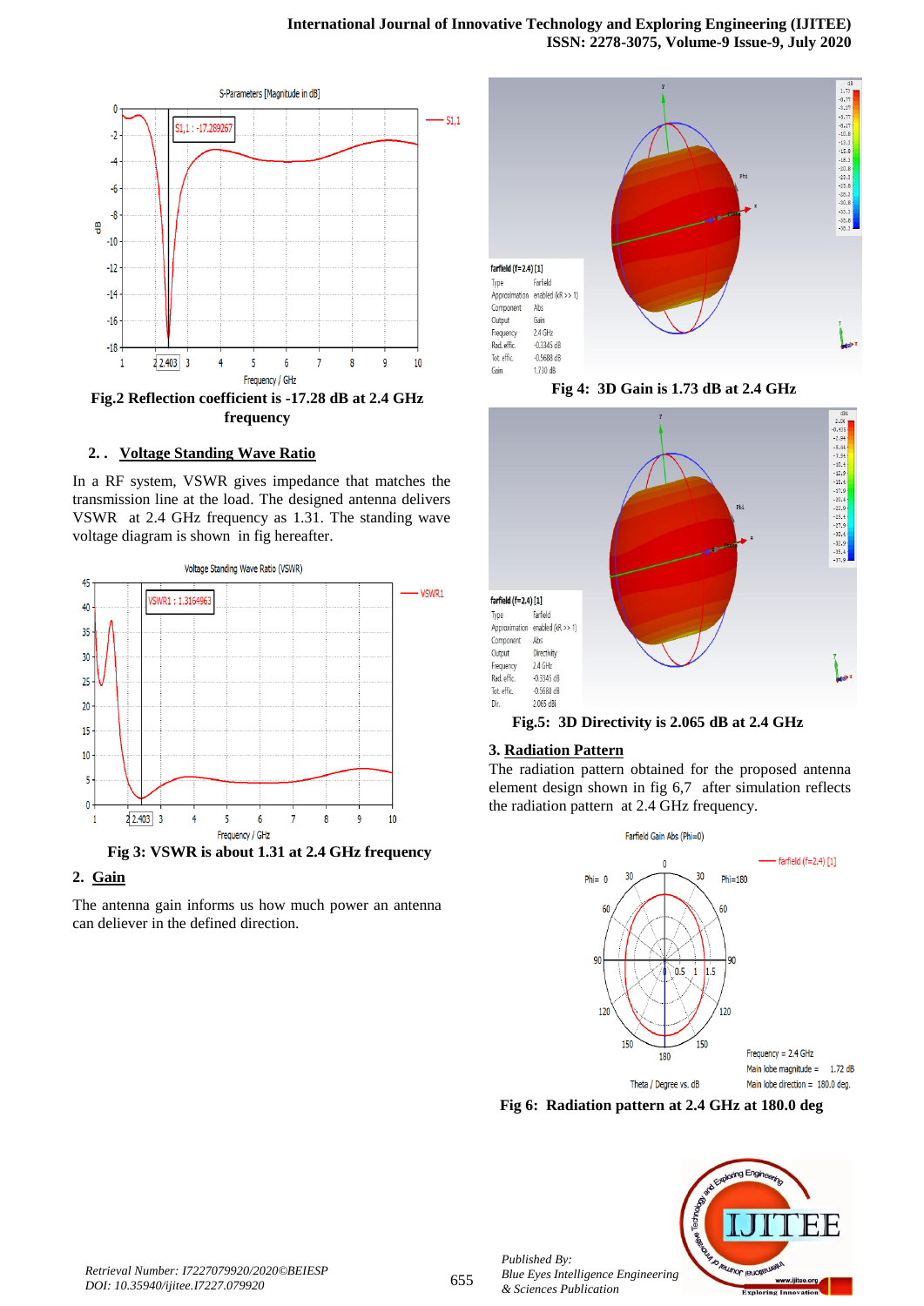Fig.2 Reflection coefficient is -17.28 dB at 2.4 GHz frequency

## 2. . Voltage Standing Wave Ratio

In a RF system, VSWR gives impedance that matches the transmission line at the load. The designed antenna delivers VSWR at 2.4 GHz frequency as 1.31. The standing wave voltage diagram is shown in fig hereafter.

Fig 3: VSWR is about 1.31 at 2.4 GHz frequency

## 2. Gain

The antenna gain informs us how much power an antenna can deliever in the defined direction.

Fig 4: 3D Gain is 1.73 dB at 2.4 GHz

Fig.5: 3D Directivity is 2.065 dB at 2.4 GHz

## 3. Radiation Pattern

The radiation pattern obtained for the proposed antenna element design shown in fig 6,7 after simulation reflects the radiation pattern at 2.4 GHz frequency.

Fig 6: Radiation pattern at 2.4 GHz at 180.0 deg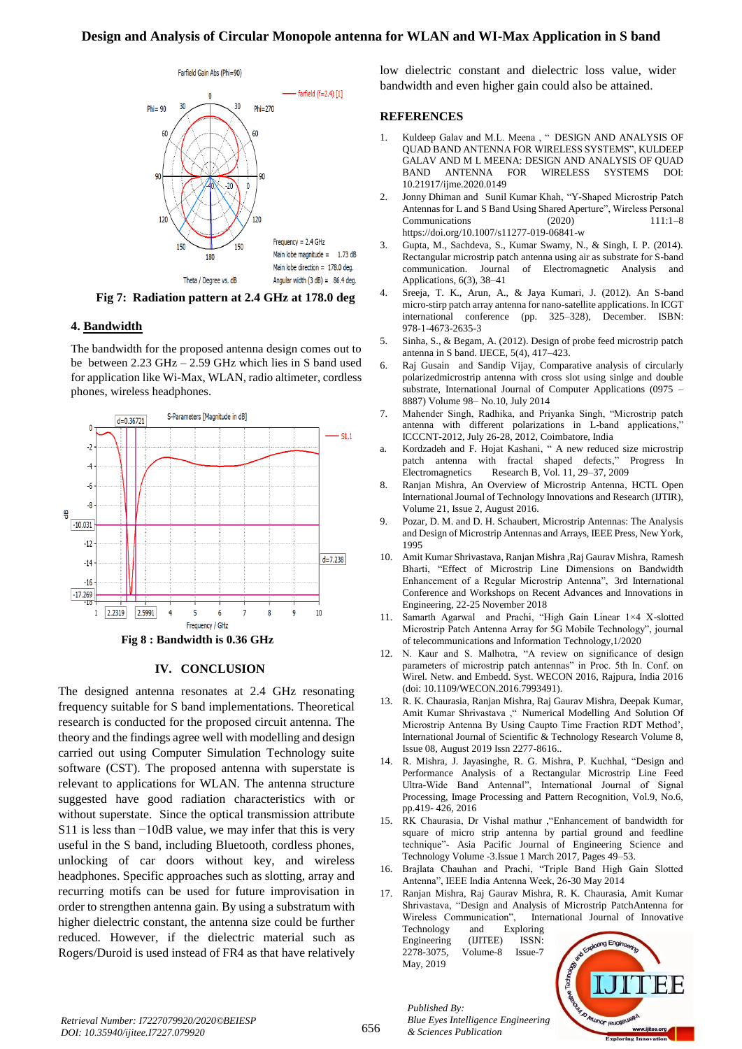Fig 7: Radiation pattern at 2.4 GHz at 178.0 deg

## 4. Bandwidth

The bandwidth for the proposed antenna design comes out to be between 2.23 GHz – 2.59 GHz which lies in S band used for application like Wi-Max, WLAN, radio altimeter, cordless phones, wireless headphones.

Fig 8 : Bandwidth is 0.36 GHz

# IV. CONCLUSION

The designed antenna resonates at 2.4 GHz resonating frequency suitable for S band implementations. Theoretical research is conducted for the proposed circuit antenna. The theory and the findings agree well with modelling and design carried out using Computer Simulation Technology suite software (CST). The proposed antenna with superstate is relevant to applications for WLAN. The antenna structure suggested have good radiation characteristics with or without superstate. Since the optical transmission attribute S11 is less than −10dB value, we may infer that this is very useful in the S band, including Bluetooth, cordless phones, unlocking of car doors without key, and wireless headphones. Specific approaches such as slotting, array and recurring motifs can be used for future improvisation in order to strengthen antenna gain. By using a substratum with higher dielectric constant, the antenna size could be further reduced. However, if the dielectric material such as Rogers/Duroid is used instead of FR4 as that have relatively low dielectric constant and dielectric loss value, wider bandwidth and even higher gain could also be attained.

# REFERENCES

1. Kuldeep Galav and M.L. Meena , " DESIGN AND ANALYSIS OF QUAD BAND ANTENNA FOR WIRELESS SYSTEMS", KULDEEP GALAV AND M L MEENA: DESIGN AND ANALYSIS OF QUAD BAND ANTENNA FOR WIRELESS SYSTEMS DOI: 10.21917/ijme.2020.0149
2. Jonny Dhiman and Sunil Kumar Khah, "Y-Shaped Microstrip Patch Antennas for L and S Band Using Shared Aperture", Wireless Personal Communications (2020) 111:1–8 https://doi.org/10.1007/s11277-019-06841-w
3. Gupta, M., Sachdeva, S., Kumar Swamy, N., & Singh, I. P. (2014). Rectangular microstrip patch antenna using air as substrate for S-band communication. Journal of Electromagnetic Analysis and Applications, 6(3), 38–41
4. Sreeja, T. K., Arun, A., & Jaya Kumari, J. (2012). An S-band micro-stirp patch array antenna for nano-satellite applications. In ICGT international conference (pp. 325–328), December. ISBN: 978-1-4673-2635-3
5. Sinha, S., & Begam, A. (2012). Design of probe feed microstrip patch antenna in S band. IJECE, 5(4), 417–423.
6. Raj Gusain and Sandip Vijay, Comparative analysis of circularly polarizedmicrostrip antenna with cross slot using sinlge and double substrate, International Journal of Computer Applications (0975 – 8887) Volume 98– No.10, July 2014
7. Mahender Singh, Radhika, and Priyanka Singh, "Microstrip patch antenna with different polarizations in L-band applications," ICCCNT-2012, July 26-28, 2012, Coimbatore, India

a. Kordzadeh and F. Hojat Kashani, " A new reduced size microstrip patch antenna with fractal shaped defects," Progress In Electromagnetics Research B, Vol. 11, 29–37, 2009

8. Ranjan Mishra, An Overview of Microstrip Antenna, HCTL Open International Journal of Technology Innovations and Research (IJTIR), Volume 21, Issue 2, August 2016.
9. Pozar, D. M. and D. H. Schaubert, Microstrip Antennas: The Analysis and Design of Microstrip Antennas and Arrays, IEEE Press, New York, 1995
10. Amit Kumar Shrivastava, Ranjan Mishra ,Raj Gaurav Mishra, Ramesh Bharti, "Effect of Microstrip Line Dimensions on Bandwidth Enhancement of a Regular Microstrip Antenna", 3rd International Conference and Workshops on Recent Advances and Innovations in Engineering, 22-25 November 2018
11. Samarth Agarwal and Prachi, "High Gain Linear 1×4 X-slotted Microstrip Patch Antenna Array for 5G Mobile Technology", journal of telecommunications and Information Technology,1/2020
12. N. Kaur and S. Malhotra, "A review on significance of design parameters of microstrip patch antennas" in Proc. 5th In. Conf. on Wirel. Netw. and Embedd. Syst. WECON 2016, Rajpura, India 2016 (doi: 10.1109/WECON.2016.7993491).
13. R. K. Chaurasia, Ranjan Mishra, Raj Gaurav Mishra, Deepak Kumar, Amit Kumar Shrivastava ," Numerical Modelling And Solution Of Microstrip Antenna By Using Caupto Time Fraction RDT Method', International Journal of Scientific & Technology Research Volume 8, Issue 08, August 2019 Issn 2277-8616..
14. R. Mishra, J. Jayasinghe, R. G. Mishra, P. Kuchhal, "Design and Performance Analysis of a Rectangular Microstrip Line Feed Ultra-Wide Band Antennal", International Journal of Signal Processing, Image Processing and Pattern Recognition, Vol.9, No.6, pp.419- 426, 2016
15. RK Chaurasia, Dr Vishal mathur ,"Enhancement of bandwidth for square of micro strip antenna by partial ground and feedline technique"- Asia Pacific Journal of Engineering Science and Technology Volume -3.Issue 1 March 2017, Pages 49–53.
16. Brajlata Chauhan and Prachi, "Triple Band High Gain Slotted Antenna", IEEE India Antenna Week, 26-30 May 2014
17. Ranjan Mishra, Raj Gaurav Mishra, R. K. Chaurasia, Amit Kumar Shrivastava, "Design and Analysis of Microstrip PatchAntenna for Wireless Communication", International Journal of Innovative Technology and Exploring Engineering (IJITEE) ISSN: 2278-3075, Volume-8 Issue-7 May, 2019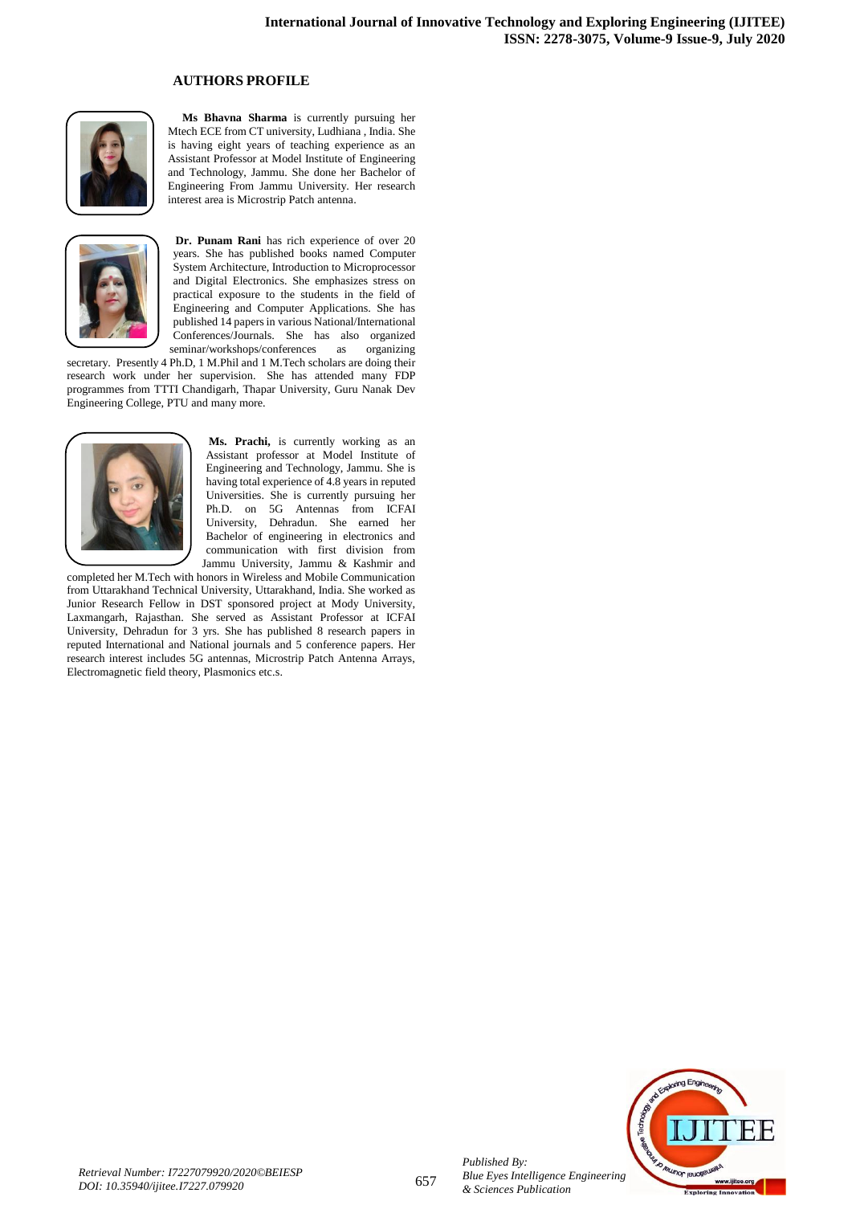## AUTHORS PROFILE

**Ms Bhavna Sharma** is currently pursuing her Mtech ECE from CT university, Ludhiana , India. She is having eight years of teaching experience as an Assistant Professor at Model Institute of Engineering and Technology, Jammu. She done her Bachelor of Engineering From Jammu University. Her research interest area is Microstrip Patch antenna.

**Dr. Punam Rani** has rich experience of over 20 years. She has published books named Computer System Architecture, Introduction to Microprocessor and Digital Electronics. She emphasizes stress on practical exposure to the students in the field of Engineering and Computer Applications. She has published 14 papers in various National/International Conferences/Journals. She has also organized seminar/workshops/conferences as organizing secretary. Presently 4 Ph.D, 1 M.Phil and 1 M.Tech scholars are doing their research work under her supervision. She has attended many FDP programmes from TTTI Chandigarh, Thapar University, Guru Nanak Dev Engineering College, PTU and many more.

**Ms. Prachi,** is currently working as an Assistant professor at Model Institute of Engineering and Technology, Jammu. She is having total experience of 4.8 years in reputed Universities. She is currently pursuing her Ph.D. on 5G Antennas from ICFAI University, Dehradun. She earned her Bachelor of engineering in electronics and communication with first division from Jammu University, Jammu & Kashmir and completed her M.Tech with honors in Wireless and Mobile Communication from Uttarakhand Technical University, Uttarakhand, India. She worked as Junior Research Fellow in DST sponsored project at Mody University, Laxmangarh, Rajasthan. She served as Assistant Professor at ICFAI University, Dehradun for 3 yrs. She has published 8 research papers in reputed International and National journals and 5 conference papers. Her research interest includes 5G antennas, Microstrip Patch Antenna Arrays, Electromagnetic field theory, Plasmonics etc.s.